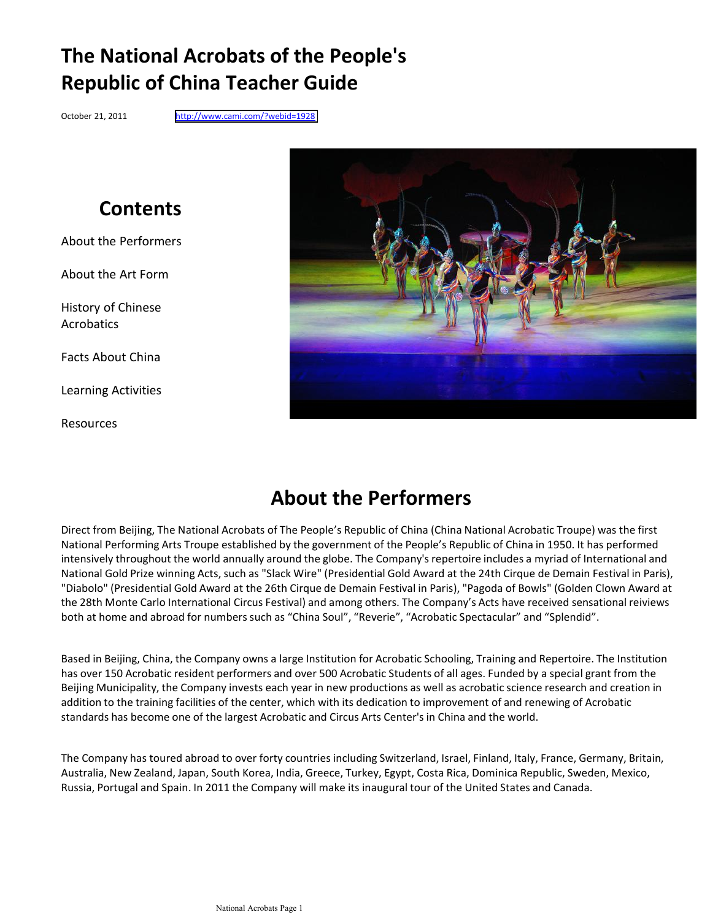# The National Acrobats of the People's Republic of China Teacher Guide

October 21, 2011 http://www.cami.com/?webid=1928

## Contents

About the Performers

About the Art Form

History of Chinese Acrobatics

Facts About China

Learning Activities

Resources

## About the Performers

Direct from Beijing, The National Acrobats of The People's Republic of China (China National Acrobatic Troupe) was the first National Performing Arts Troupe established by the government of the People's Republic of China in 1950. It has performed intensively throughout the world annually around the globe. The Company's repertoire includes a myriad of International and National Gold Prize winning Acts, such as "Slack Wire" (Presidential Gold Award at the 24th Cirque de Demain Festival in Paris), "Diabolo" (Presidential Gold Award at the 26th Cirque de Demain Festival in Paris), "Pagoda of Bowls" (Golden Clown Award at the 28th Monte Carlo International Circus Festival) and among others. The Company's Acts have received sensational reiviews both at home and abroad for numbers such as "China Soul", "Reverie", "Acrobatic Spectacular" and "Splendid".

Based in Beijing, China, the Company owns a large Institution for Acrobatic Schooling, Training and Repertoire. The Institution has over 150 Acrobatic resident performers and over 500 Acrobatic Students of all ages. Funded by a special grant from the Beijing Municipality, the Company invests each year in new productions as well as acrobatic science research and creation in addition to the training facilities of the center, which with its dedication to improvement of and renewing of Acrobatic standards has become one of the largest Acrobatic and Circus Arts Center's in China and the world.

The Company has toured abroad to over forty countries including Switzerland, Israel, Finland, Italy, France, Germany, Britain, Australia, New Zealand, Japan, South Korea, India, Greece, Turkey, Egypt, Costa Rica, Dominica Republic, Sweden, Mexico, Russia, Portugal and Spain. In 2011 the Company will make its inaugural tour of the United States and Canada.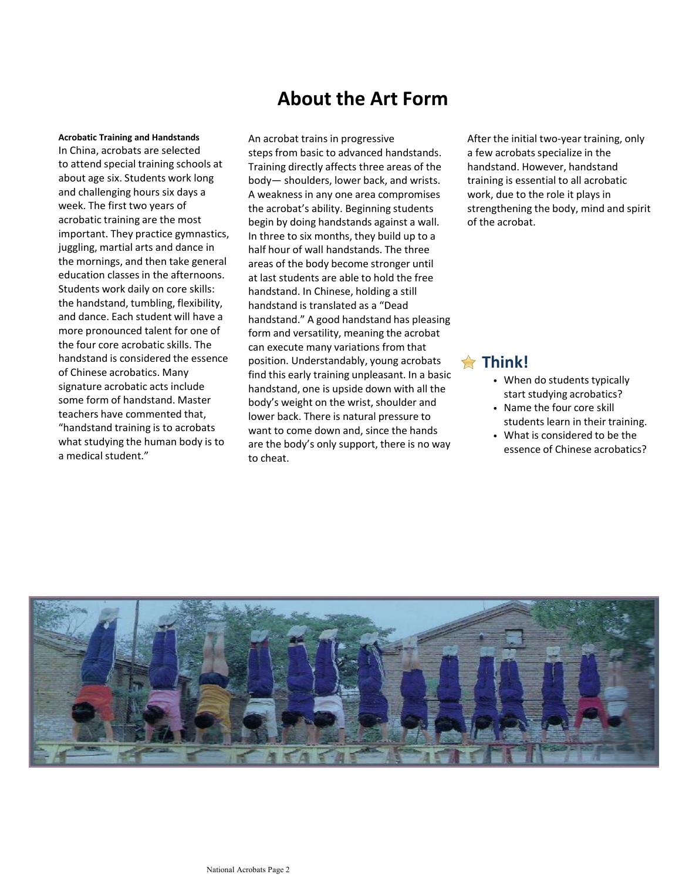# About the Art Form

**Acrobatic Training and Handstands**

In China, acrobats are selected to attend special training schools at about age six. Students work long and challenging hours six days a week. The first two years of acrobatic training are the most important. They practice gymnastics, juggling, martial arts and dance in the mornings, and then take general education classes in the afternoons. Students work daily on core skills: the handstand, tumbling, flexibility, and dance. Each student will have a more pronounced talent for one of the four core acrobatic skills. The handstand is considered the essence of Chinese acrobatics. Many signature acrobatic acts include some form of handstand. Master teachers have commented that, "handstand training is to acrobats what studying the human body is to a medical student."

An acrobat trains in progressive steps from basic to advanced handstands. Training directly affects three areas of the body— shoulders, lower back, and wrists. A weakness in any one area compromises the acrobat's ability. Beginning students begin by doing handstands against a wall. In three to six months, they build up to a half hour of wall handstands. The three areas of the body become stronger until at last students are able to hold the free handstand. In Chinese, holding a still handstand is translated as a "Dead handstand." A good handstand has pleasing form and versatility, meaning the acrobat can execute many variations from that position. Understandably, young acrobats find this early training unpleasant. In a basic handstand, one is upside down with all the body's weight on the wrist, shoulder and lower back. There is natural pressure to want to come down and, since the hands are the body's only support, there is no way to cheat.

After the initial two-year training, only a few acrobats specialize in the handstand. However, handstand training is essential to all acrobatic work, due to the role it plays in strengthening the body, mind and spirit of the acrobat.

## Think!

- When do students typically start studying acrobatics?
- Name the four core skill students learn in their training.
- What is considered to be the essence of Chinese acrobatics?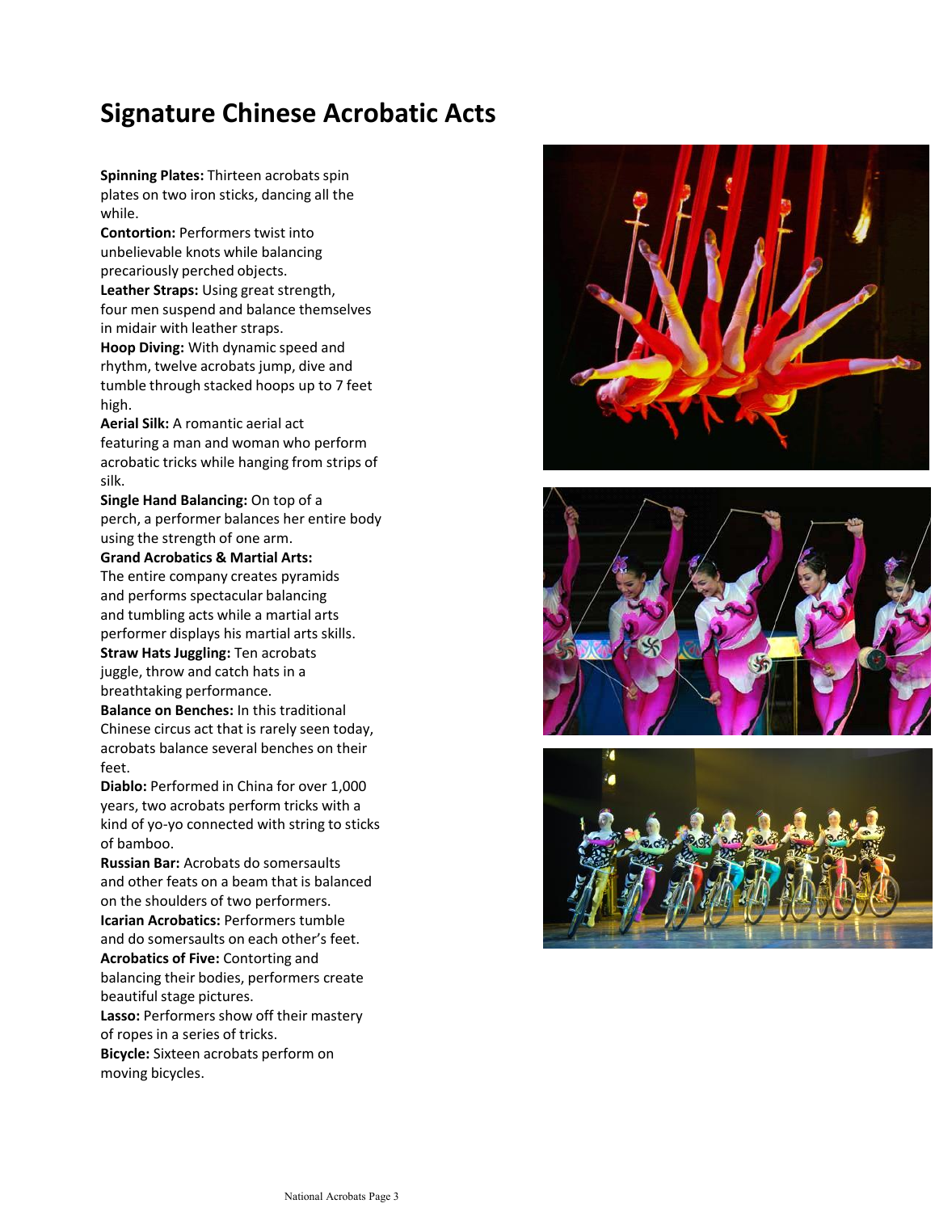# Signature Chinese Acrobatic Acts

**Spinning Plates:** Thirteen acrobats spin plates on two iron sticks, dancing all the while.

**Contortion:** Performers twist into unbelievable knots while balancing precariously perched objects.

**Leather Straps:** Using great strength, four men suspend and balance themselves in midair with leather straps.

**Hoop Diving:** With dynamic speed and rhythm, twelve acrobats jump, dive and tumble through stacked hoops up to 7 feet high.

**Aerial Silk:** A romantic aerial act featuring a man and woman who perform acrobatic tricks while hanging from strips of silk.

**Single Hand Balancing:** On top of a perch, a performer balances her entire body using the strength of one arm.

**Grand Acrobatics & Martial Arts:** The entire company creates pyramids and performs spectacular balancing and tumbling acts while a martial arts performer displays his martial arts skills.

**Straw Hats Juggling:** Ten acrobats juggle, throw and catch hats in a breathtaking performance.

**Balance on Benches:** In this traditional Chinese circus act that is rarely seen today, acrobats balance several benches on their feet.

**Diablo:** Performed in China for over 1,000 years, two acrobats perform tricks with a kind of yo-yo connected with string to sticks of bamboo.

**Russian Bar:** Acrobats do somersaults and other feats on a beam that is balanced on the shoulders of two performers.

**Icarian Acrobatics:** Performers tumble and do somersaults on each other's feet.

**Acrobatics of Five:** Contorting and balancing their bodies, performers create beautiful stage pictures.

**Lasso:** Performers show off their mastery of ropes in a series of tricks.

**Bicycle:** Sixteen acrobats perform on moving bicycles.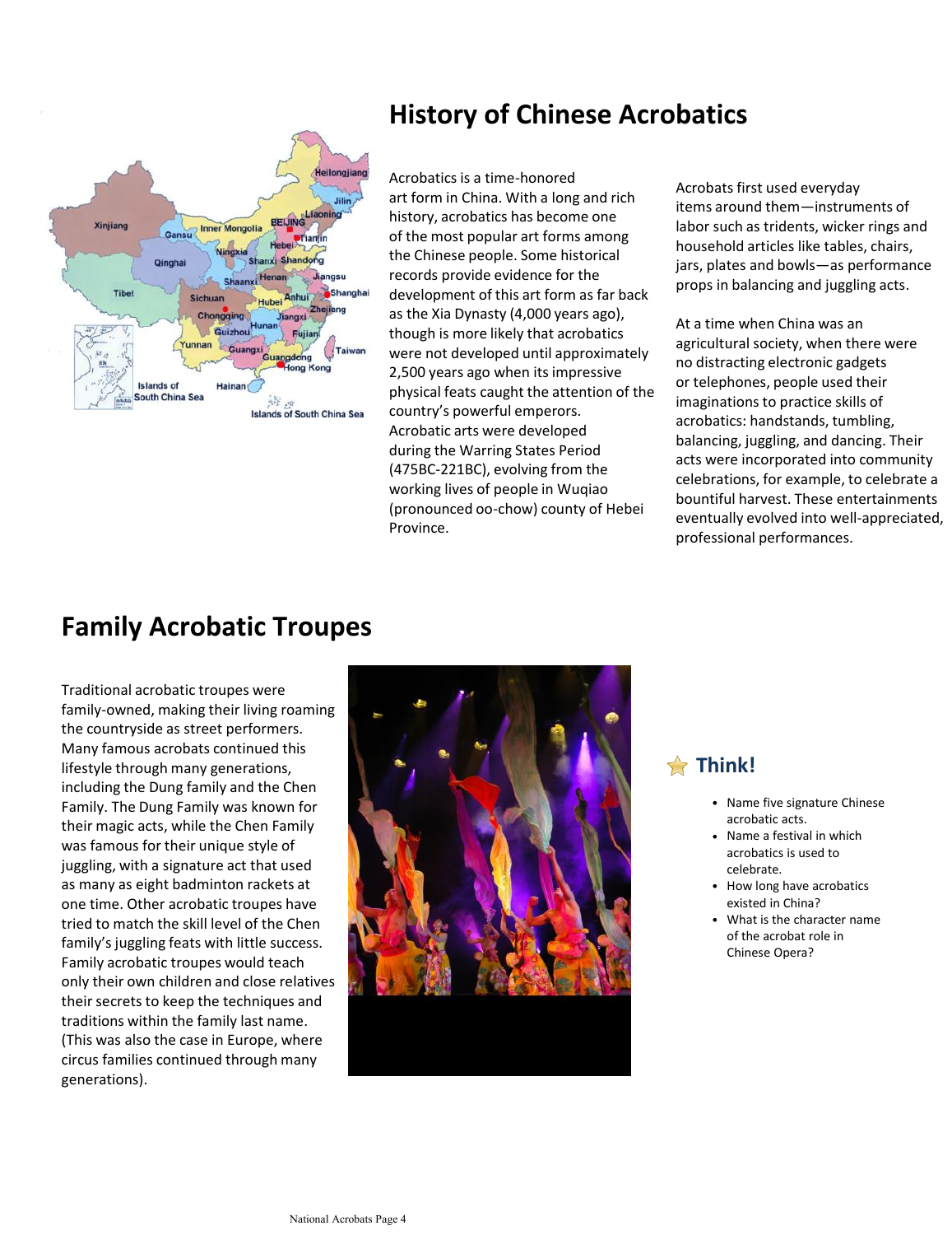## History of Chinese Acrobatics

Acrobatics is a time-honored art form in China. With a long and rich history, acrobatics has become one of the most popular art forms among the Chinese people. Some historical records provide evidence for the development of this art form as far back as the Xia Dynasty (4,000 years ago), though is more likely that acrobatics were not developed until approximately 2,500 years ago when its impressive physical feats caught the attention of the country's powerful emperors. Acrobatic arts were developed during the Warring States Period (475BC-221BC), evolving from the working lives of people in Wuqiao (pronounced oo-chow) county of Hebei Province.

Acrobats first used everyday items around them—instruments of labor such as tridents, wicker rings and household articles like tables, chairs, jars, plates and bowls—as performance props in balancing and juggling acts.

At a time when China was an agricultural society, when there were no distracting electronic gadgets or telephones, people used their imaginations to practice skills of acrobatics: handstands, tumbling, balancing, juggling, and dancing. Their acts were incorporated into community celebrations, for example, to celebrate a bountiful harvest. These entertainments eventually evolved into well-appreciated, professional performances.

## Family Acrobatic Troupes

Traditional acrobatic troupes were family-owned, making their living roaming the countryside as street performers. Many famous acrobats continued this lifestyle through many generations, including the Dung family and the Chen Family. The Dung Family was known for their magic acts, while the Chen Family was famous for their unique style of juggling, with a signature act that used as many as eight badminton rackets at one time. Other acrobatic troupes have tried to match the skill level of the Chen family's juggling feats with little success. Family acrobatic troupes would teach only their own children and close relatives their secrets to keep the techniques and traditions within the family last name. (This was also the case in Europe, where circus families continued through many generations).

### Think!

- Name five signature Chinese acrobatic acts.
- Name a festival in which acrobatics is used to celebrate.
- How long have acrobatics existed in China?
- What is the character name of the acrobat role in Chinese Opera?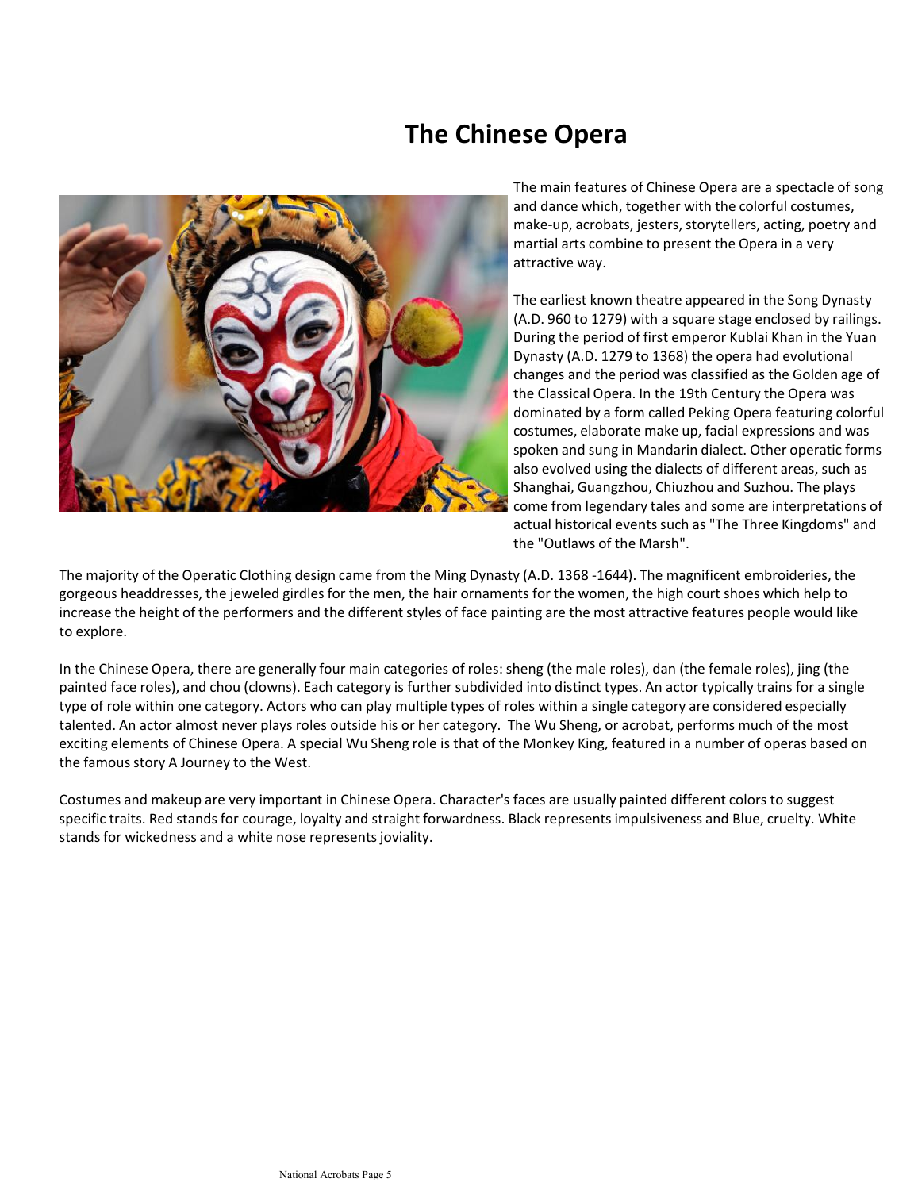# The Chinese Opera

The main features of Chinese Opera are a spectacle of song and dance which, together with the colorful costumes, make-up, acrobats, jesters, storytellers, acting, poetry and martial arts combine to present the Opera in a very attractive way.

The earliest known theatre appeared in the Song Dynasty (A.D. 960 to 1279) with a square stage enclosed by railings. During the period of first emperor Kublai Khan in the Yuan Dynasty (A.D. 1279 to 1368) the opera had evolutional changes and the period was classified as the Golden age of the Classical Opera. In the 19th Century the Opera was dominated by a form called Peking Opera featuring colorful costumes, elaborate make up, facial expressions and was spoken and sung in Mandarin dialect. Other operatic forms also evolved using the dialects of different areas, such as Shanghai, Guangzhou, Chiuzhou and Suzhou. The plays come from legendary tales and some are interpretations of actual historical events such as "The Three Kingdoms" and the "Outlaws of the Marsh".

The majority of the Operatic Clothing design came from the Ming Dynasty (A.D. 1368 -1644). The magnificent embroideries, the gorgeous headdresses, the jeweled girdles for the men, the hair ornaments for the women, the high court shoes which help to increase the height of the performers and the different styles of face painting are the most attractive features people would like to explore.

In the Chinese Opera, there are generally four main categories of roles: sheng (the male roles), dan (the female roles), jing (the painted face roles), and chou (clowns). Each category is further subdivided into distinct types. An actor typically trains for a single type of role within one category. Actors who can play multiple types of roles within a single category are considered especially talented. An actor almost never plays roles outside his or her category. The Wu Sheng, or acrobat, performs much of the most exciting elements of Chinese Opera. A special Wu Sheng role is that of the Monkey King, featured in a number of operas based on the famous story A Journey to the West.

Costumes and makeup are very important in Chinese Opera. Character's faces are usually painted different colors to suggest specific traits. Red stands for courage, loyalty and straight forwardness. Black represents impulsiveness and Blue, cruelty. White stands for wickedness and a white nose represents joviality.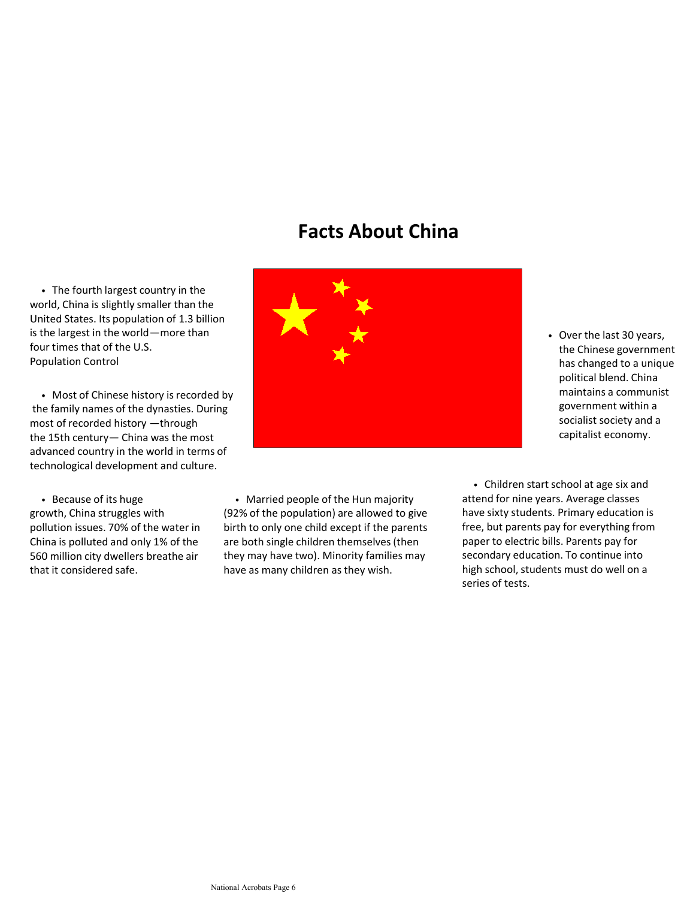# Facts About China

- The fourth largest country in the world, China is slightly smaller than the United States. Its population of 1.3 billion is the largest in the world—more than four times that of the U.S. Population Control

- Most of Chinese history is recorded by the family names of the dynasties. During most of recorded history —through the 15th century— China was the most advanced country in the world in terms of technological development and culture.

- Over the last 30 years, the Chinese government has changed to a unique political blend. China maintains a communist government within a socialist society and a capitalist economy.

- Because of its huge growth, China struggles with pollution issues. 70% of the water in China is polluted and only 1% of the 560 million city dwellers breathe air that it considered safe.

- Married people of the Hun majority (92% of the population) are allowed to give birth to only one child except if the parents are both single children themselves (then they may have two). Minority families may have as many children as they wish.

- Children start school at age six and attend for nine years. Average classes have sixty students. Primary education is free, but parents pay for everything from paper to electric bills. Parents pay for secondary education. To continue into high school, students must do well on a series of tests.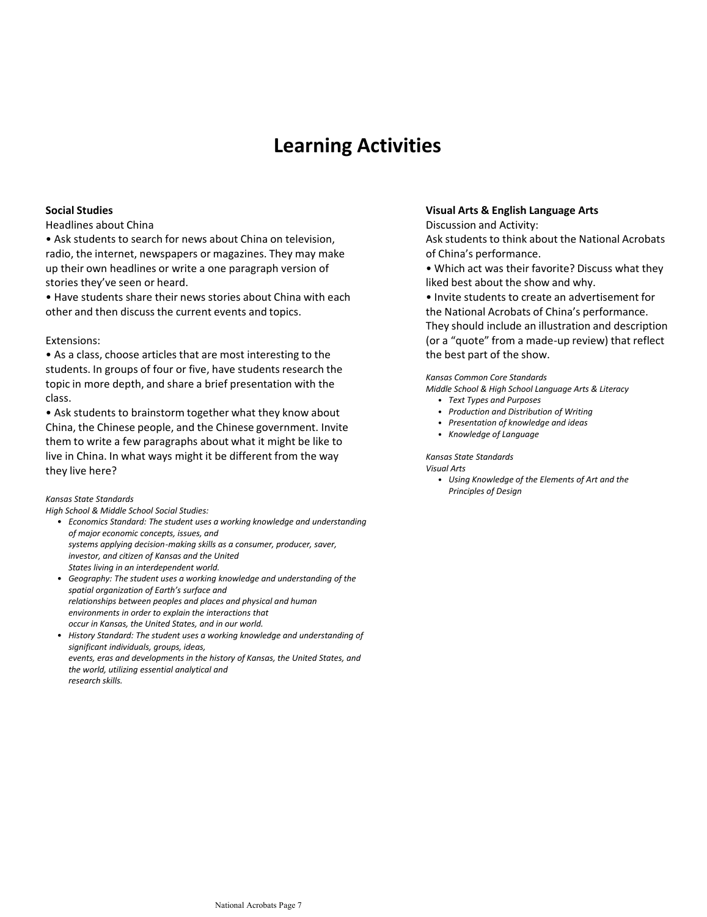# Learning Activities

**Social Studies**

Headlines about China

- Ask students to search for news about China on television, radio, the internet, newspapers or magazines. They may make up their own headlines or write a one paragraph version of stories they've seen or heard.
- Have students share their news stories about China with each other and then discuss the current events and topics.

Extensions:

- As a class, choose articles that are most interesting to the students. In groups of four or five, have students research the topic in more depth, and share a brief presentation with the class.
- Ask students to brainstorm together what they know about China, the Chinese people, and the Chinese government. Invite them to write a few paragraphs about what it might be like to live in China. In what ways might it be different from the way they live here?

*Kansas State Standards*
*High School & Middle School Social Studies:*

- *Economics Standard: The student uses a working knowledge and understanding of major economic concepts, issues, and systems applying decision-making skills as a consumer, producer, saver, investor, and citizen of Kansas and the United States living in an interdependent world.*
- *Geography: The student uses a working knowledge and understanding of the spatial organization of Earth's surface and relationships between peoples and places and physical and human environments in order to explain the interactions that occur in Kansas, the United States, and in our world.*
- *History Standard: The student uses a working knowledge and understanding of significant individuals, groups, ideas, events, eras and developments in the history of Kansas, the United States, and the world, utilizing essential analytical and research skills.*

**Visual Arts & English Language Arts**

Discussion and Activity:

Ask students to think about the National Acrobats of China's performance.

- Which act was their favorite? Discuss what they liked best about the show and why.
- Invite students to create an advertisement for the National Acrobats of China's performance. They should include an illustration and description (or a "quote" from a made-up review) that reflect the best part of the show.

*Kansas Common Core Standards*
*Middle School & High School Language Arts & Literacy*

- *Text Types and Purposes*
- *Production and Distribution of Writing*
- *Presentation of knowledge and ideas*
- *Knowledge of Language*

*Kansas State Standards*
*Visual Arts*

- *Using Knowledge of the Elements of Art and the Principles of Design*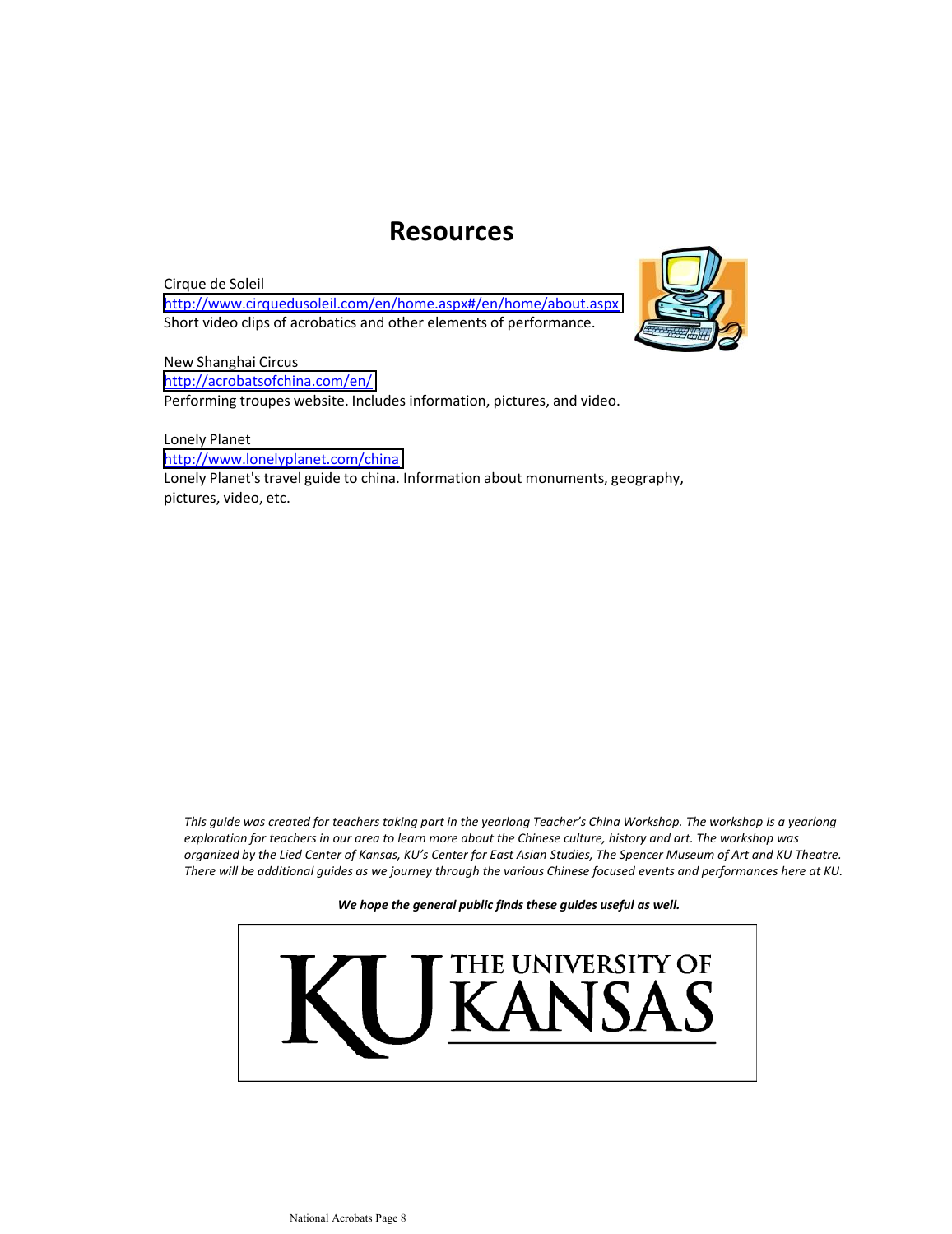# Resources

Cirque de Soleil
http://www.cirquedusoleil.com/en/home.aspx#/en/home/about.aspx
Short video clips of acrobatics and other elements of performance.

New Shanghai Circus
http://acrobatsofchina.com/en/
Performing troupes website. Includes information, pictures, and video.

Lonely Planet
http://www.lonelyplanet.com/china
Lonely Planet's travel guide to china. Information about monuments, geography, pictures, video, etc.

*This guide was created for teachers taking part in the yearlong Teacher's China Workshop. The workshop is a yearlong exploration for teachers in our area to learn more about the Chinese culture, history and art. The workshop was organized by the Lied Center of Kansas, KU's Center for East Asian Studies, The Spencer Museum of Art and KU Theatre. There will be additional guides as we journey through the various Chinese focused events and performances here at KU.*

***We hope the general public finds these guides useful as well.***

KU THE UNIVERSITY OF KANSAS